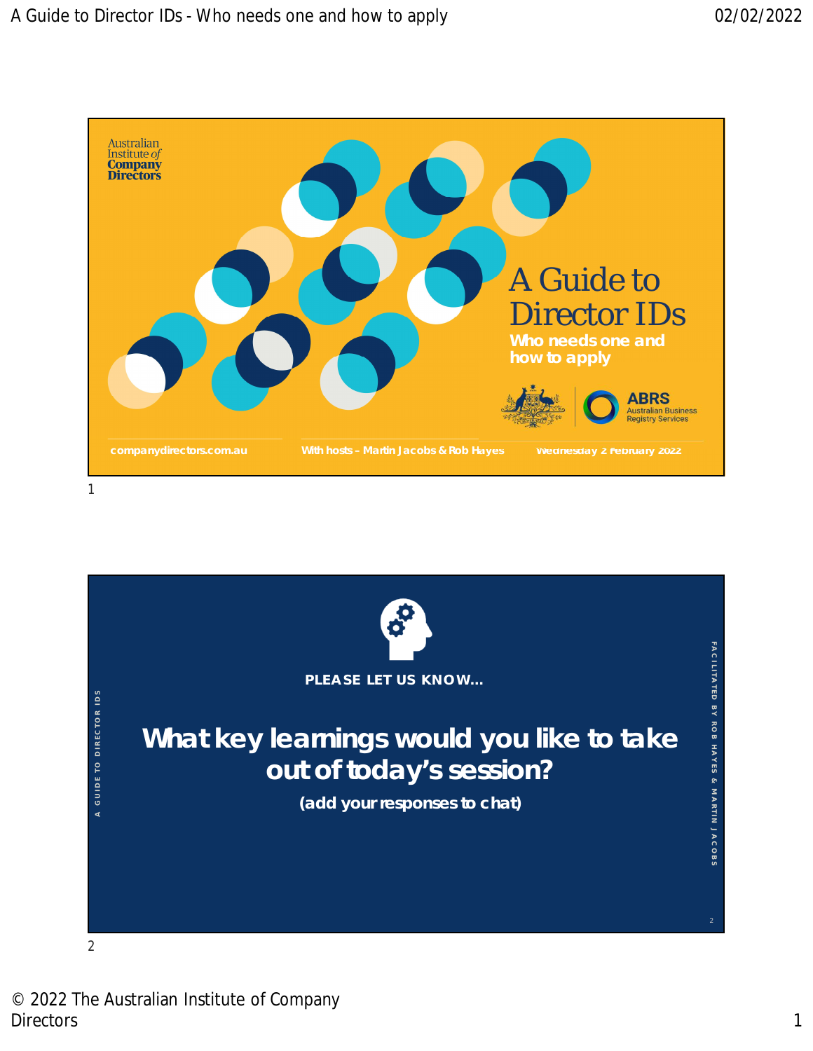Australian Institute of Company Directors

# A Guide to Director IDs

**Who needs one and how to apply**

ABRS Australian Business Registry Services

companydirectors.com.au

With hosts – Martin Jacobs & Rob Hayes

Wednesday 2 February 2022

1

A GUIDE TO DIRECTOR IDS

FACILITATED BY ROB HAYES & MARTIN JACOBS

**PLEASE LET US KNOW…**

## What key learnings would you like to take out of today's session?

**(add your responses to chat)**

2

© 2022 The Australian Institute of Company Directors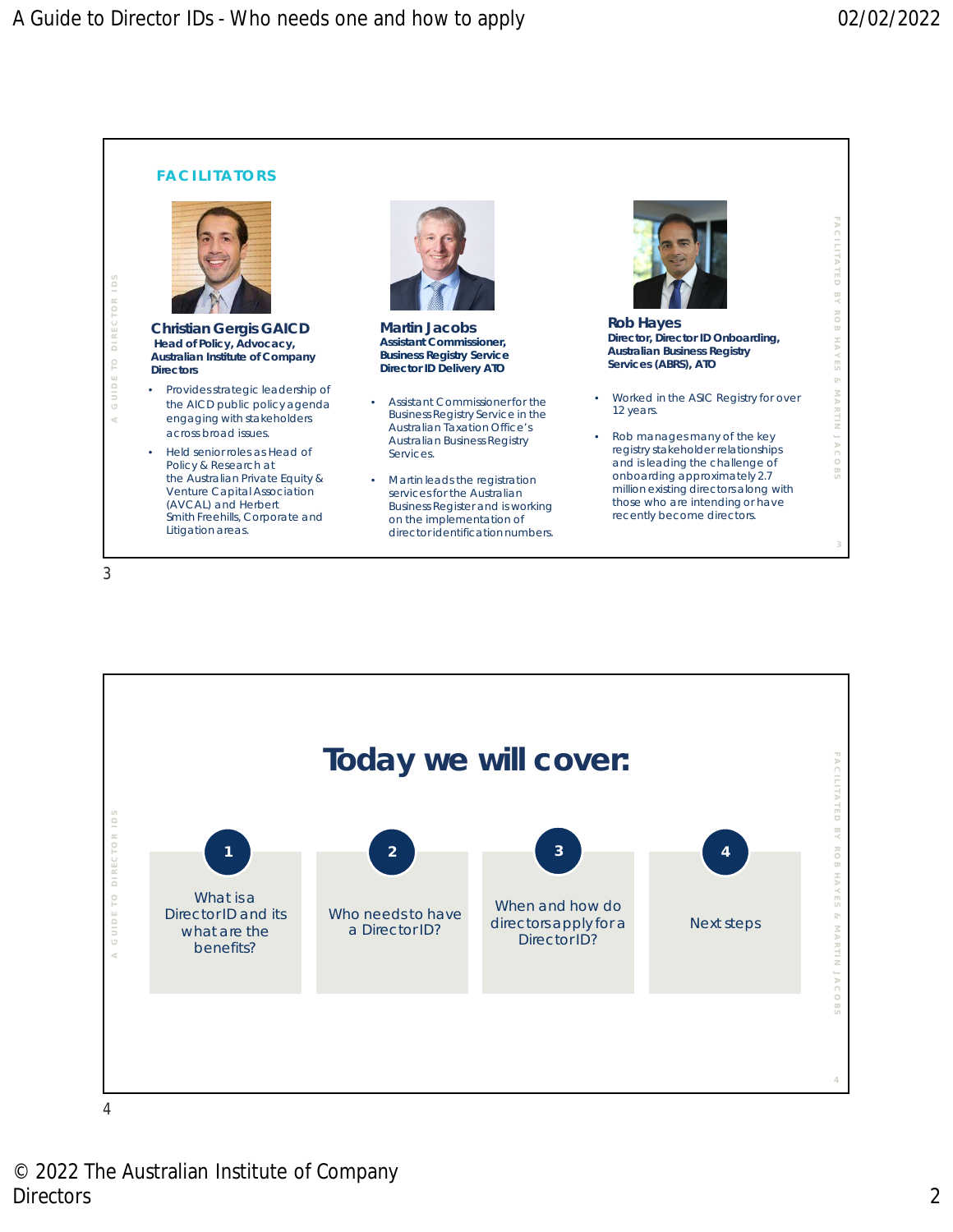## FACILITATORS

**Christian Gergis GAICD**
**Head of Policy, Advocacy, Australian Institute of Company Directors**

- Provides strategic leadership of the AICD public policy agenda engaging with stakeholders across broad issues.
- Held senior roles as Head of Policy & Research at the Australian Private Equity & Venture Capital Association (AVCAL) and Herbert Smith Freehills, Corporate and Litigation areas.

**Martin Jacobs**
**Assistant Commissioner, Business Registry Service Director ID Delivery ATO**

- Assistant Commissioner for the Business Registry Service in the Australian Taxation Office's Australian Business Registry Services.
- Martin leads the registration services for the Australian Business Register and is working on the implementation of director identification numbers.

**Rob Hayes**
**Director, Director ID Onboarding, Australian Business Registry Services (ABRS), ATO**

- Worked in the ASIC Registry for over 12 years.
- Rob manages many of the key registry stakeholder relationships and is leading the challenge of onboarding approximately 2.7 million existing directors along with those who are intending or have recently become directors.

# Today we will cover:

1. What is a Director ID and its what are the benefits?
2. Who needs to have a Director ID?
3. When and how do directors apply for a Director ID?
4. Next steps

© 2022 The Australian Institute of Company Directors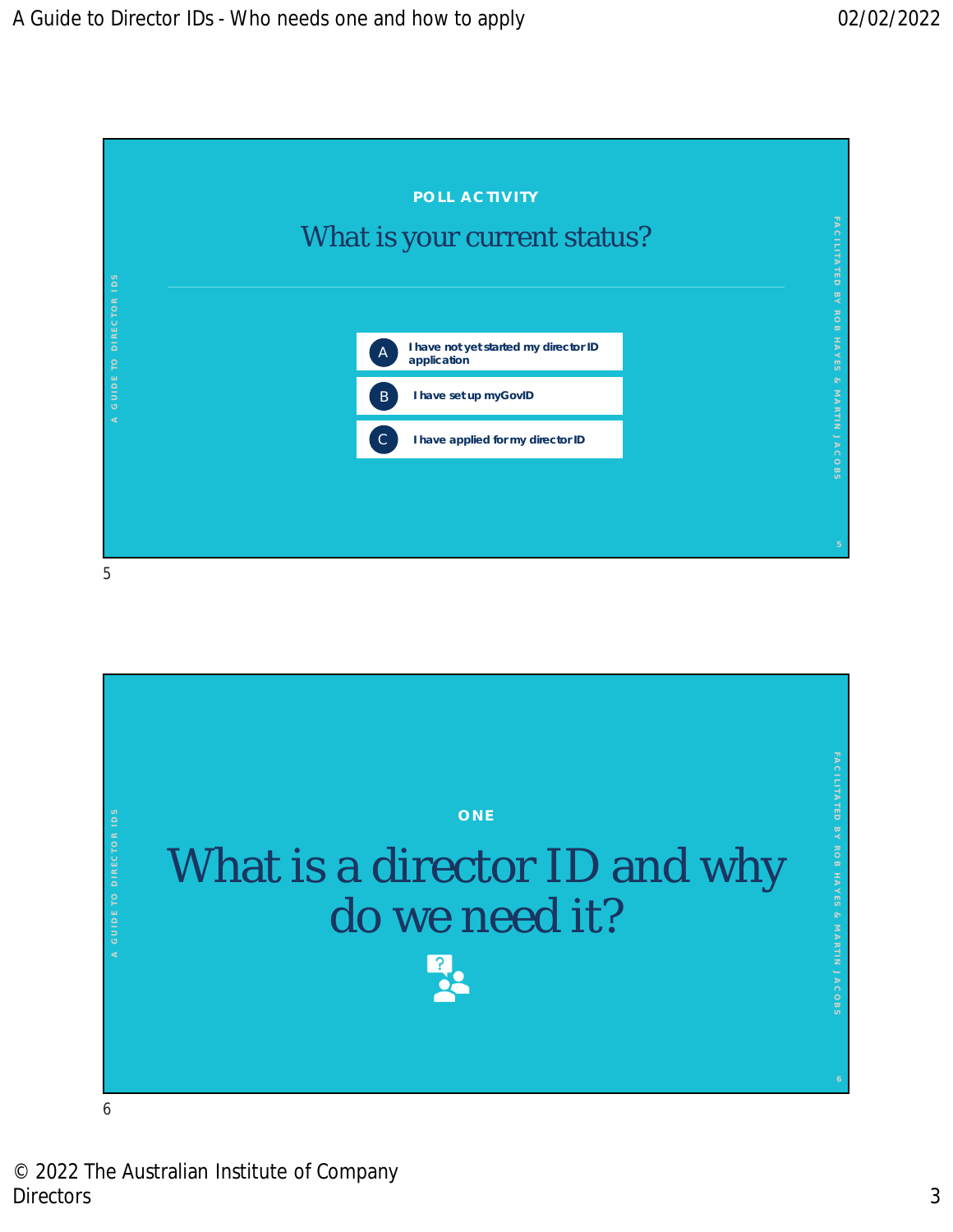POLL ACTIVITY

## What is your current status?

- A — I have not yet started my director ID application
- B — I have set up myGovID
- C — I have applied for my director ID

ONE

# What is a director ID and why do we need it?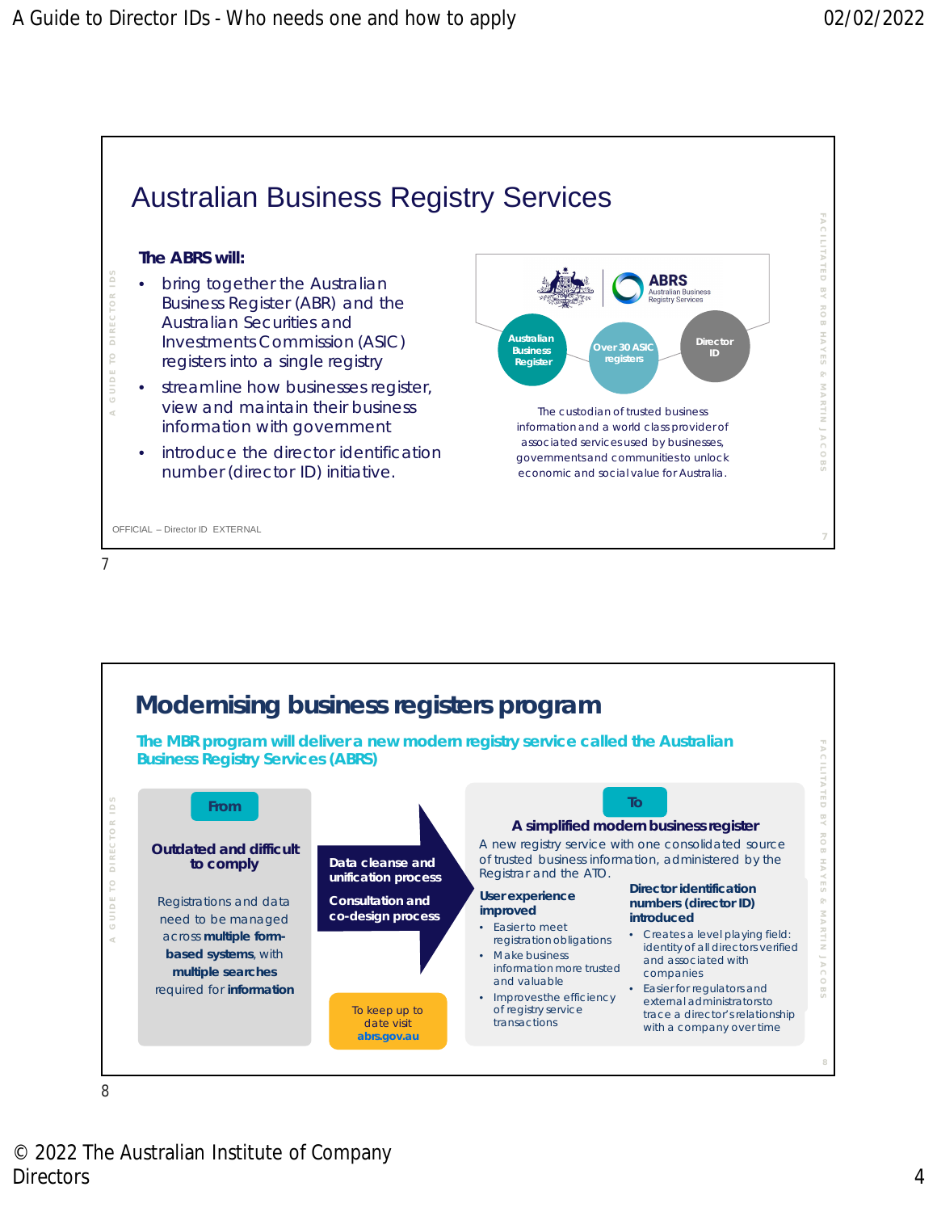## Australian Business Registry Services

**The ABRS will:**

- bring together the Australian Business Register (ABR) and the Australian Securities and Investments Commission (ASIC) registers into a single registry
- streamline how businesses register, view and maintain their business information with government
- introduce the director identification number (director ID) initiative.

ABRS Australian Business Registry Services

Australian Business Register | Over 30 ASIC registers | Director ID

The custodian of trusted business information and a world class provider of associated services used by businesses, governments and communities to unlock economic and social value for Australia.

OFFICIAL – Director ID EXTERNAL

7

## Modernising business registers program

**The MBR program will deliver a new modern registry service called the Australian Business Registry Services (ABRS)**

**From**

**Outdated and difficult to comply**

Registrations and data need to be managed across **multiple form-based systems**, with **multiple searches** required for **information**

**Data cleanse and unification process**

**Consultation and co-design process**

To keep up to date visit **abrs.gov.au**

**To**

**A simplified modern business register**

A new registry service with one consolidated source of trusted business information, administered by the Registrar and the ATO.

**User experience improved**

- Easier to meet registration obligations
- Make business information more trusted and valuable
- Improves the efficiency of registry service transactions

**Director identification numbers (director ID) introduced**

- Creates a level playing field: identity of all directors verified and associated with companies
- Easier for regulators and external administrators to trace a director's relationship with a company over time

8

© 2022 The Australian Institute of Company Directors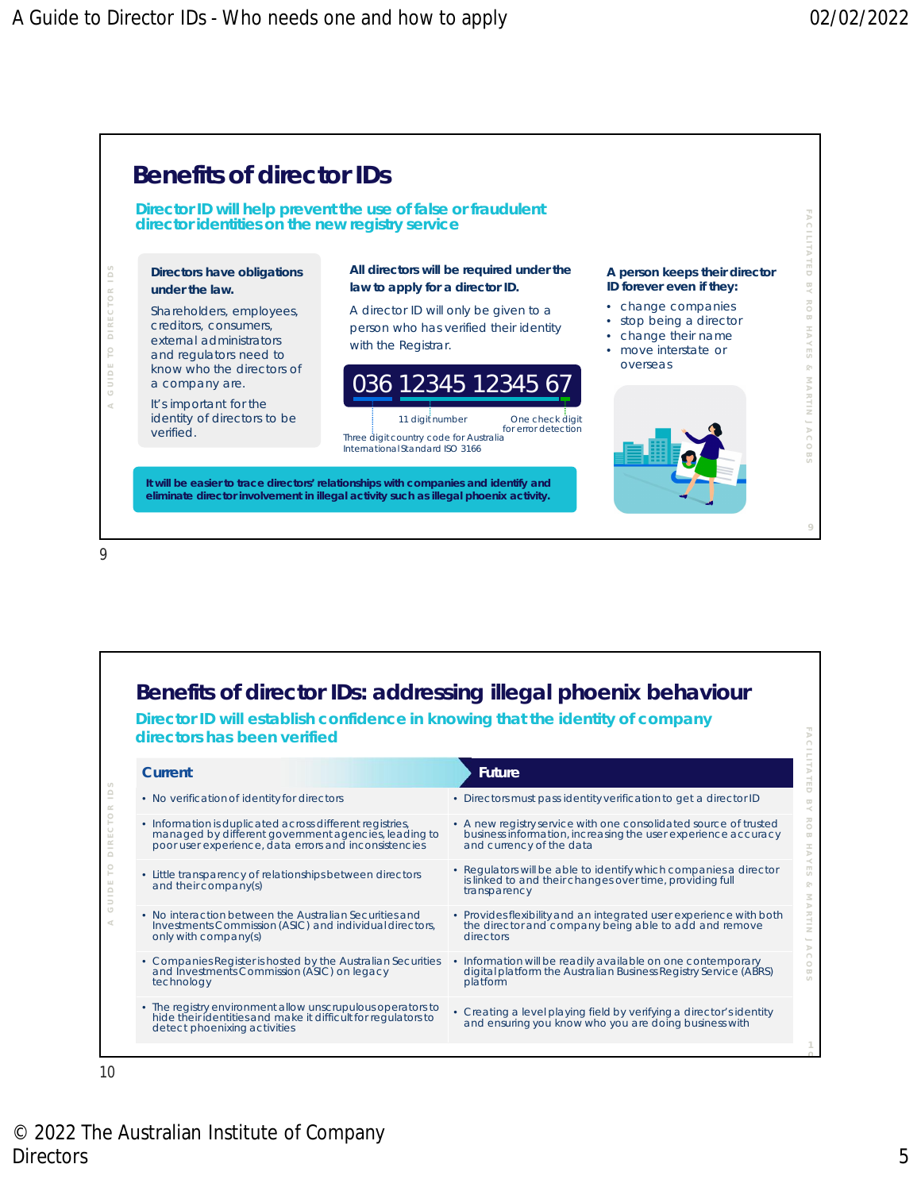## Benefits of director IDs

**Director ID will help prevent the use of false or fraudulent director identities on the new registry service**

**Directors have obligations under the law.**

Shareholders, employees, creditors, consumers, external administrators and regulators need to know who the directors of a company are.

It's important for the identity of directors to be verified.

**All directors will be required under the law to apply for a director ID.**

A director ID will only be given to a person who has verified their identity with the Registrar.

036 12345 12345 67

- Three digit country code for Australia International Standard ISO 3166
- 11 digit number
- One check digit for error detection

**A person keeps their director ID forever even if they:**

- change companies
- stop being a director
- change their name
- move interstate or overseas

**It will be easier to trace directors' relationships with companies and identify and eliminate director involvement in illegal activity such as illegal phoenix activity.**

## Benefits of director IDs: addressing illegal phoenix behaviour

**Director ID will establish confidence in knowing that the identity of company directors has been verified**

| Current | Future |
| --- | --- |
| • No verification of identity for directors | • Directors must pass identity verification to get a director ID |
| • Information is duplicated across different registries, managed by different government agencies, leading to poor user experience, data errors and inconsistencies | • A new registry service with one consolidated source of trusted business information, increasing the user experience accuracy and currency of the data |
| • Little transparency of relationships between directors and their company(s) | • Regulators will be able to identify which companies a director is linked to and their changes over time, providing full transparency |
| • No interaction between the Australian Securities and Investments Commission (ASIC) and individual directors, only with company(s) | • Provides flexibility and an integrated user experience with both the director and company being able to add and remove directors |
| • Companies Register is hosted by the Australian Securities and Investments Commission (ASIC) on legacy technology | • Information will be readily available on one contemporary digital platform the Australian Business Registry Service (ABRS) platform |
| • The registry environment allow unscrupulous operators to hide their identities and make it difficult for regulators to detect phoenixing activities | • Creating a level playing field by verifying a director's identity and ensuring you know who you are doing business with |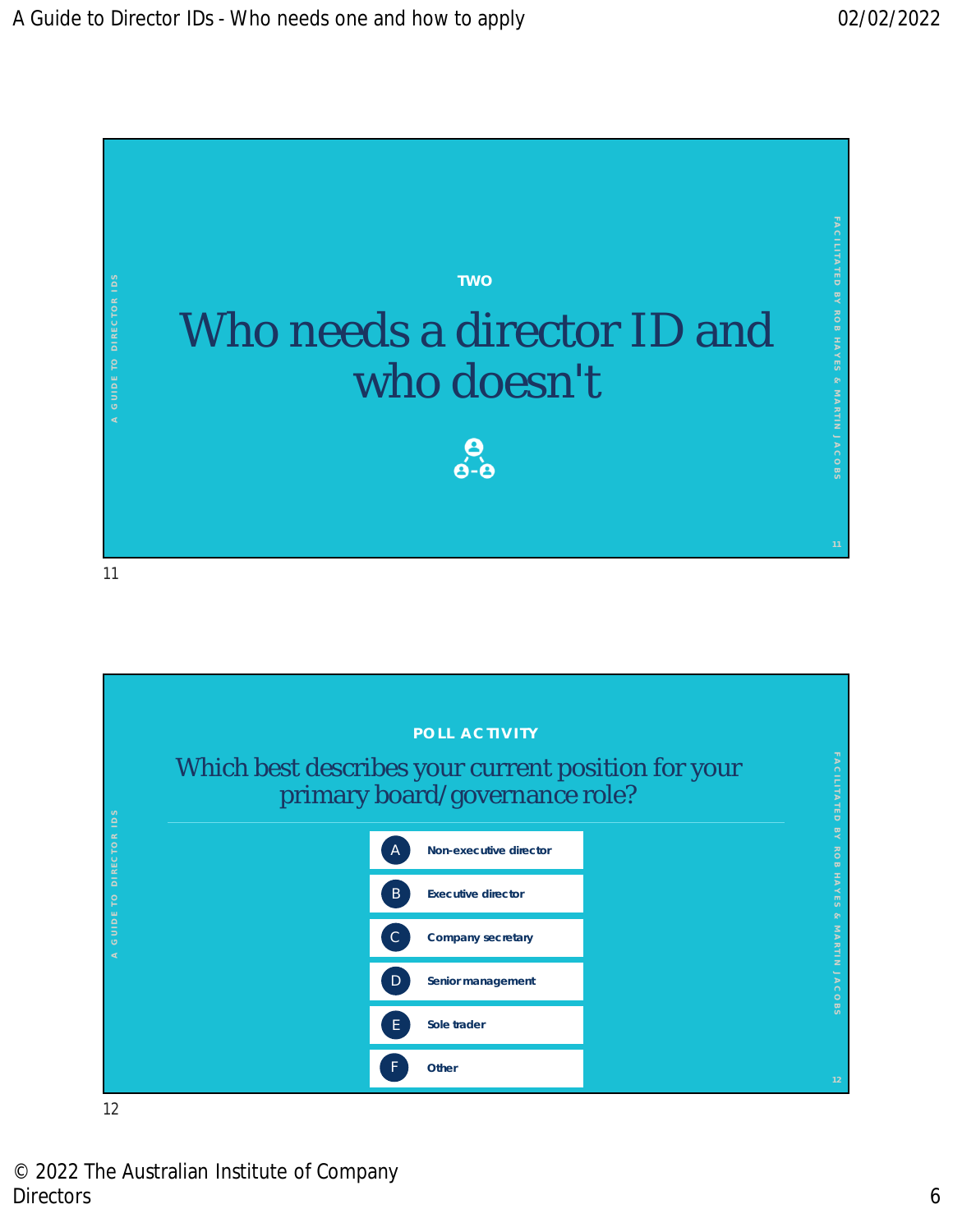TWO

# Who needs a director ID and who doesn't

A GUIDE TO DIRECTOR IDS

FACILITATED BY ROB HAYES & MARTIN JACOBS

POLL ACTIVITY

## Which best describes your current position for your primary board/governance role?

- A Non-executive director
- B Executive director
- C Company secretary
- D Senior management
- E Sole trader
- F Other

A GUIDE TO DIRECTOR IDS

FACILITATED BY ROB HAYES & MARTIN JACOBS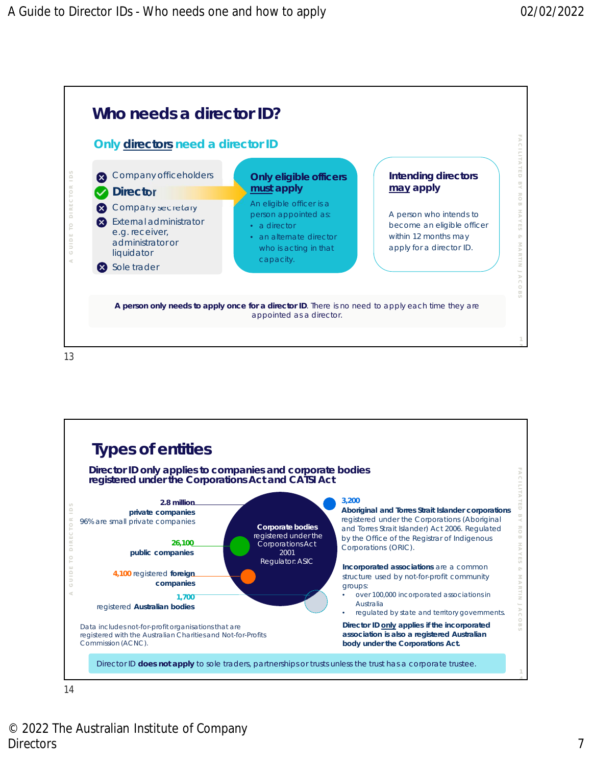## Who needs a director ID?

### Only directors need a director ID

- ✗ Company officeholders
- ✓ **Director**
- ✗ Company secretary
- ✗ External administrator e.g. receiver, administrator or liquidator
- ✗ Sole trader

**Only eligible officers must apply**

An eligible officer is a person appointed as:

- a director
- an alternate director who is acting in that capacity.

**Intending directors may apply**

A person who intends to become an eligible officer within 12 months may apply for a director ID.

**A person only needs to apply once for a director ID**. There is no need to apply each time they are appointed as a director.

13

## Types of entities

**Director ID only applies to companies and corporate bodies registered under the Corporations Act and CATSI Act**

**Corporate bodies** registered under the Corporations Act 2001
Regulator: ASIC

- **2.8 million private companies** – 96% are small private companies
- **26,100 public companies**
- **4,100** registered **foreign companies**
- **1,700** registered **Australian bodies**

Data includes not-for-profit organisations that are registered with the Australian Charities and Not-for-Profits Commission (ACNC).

**3,200**
**Aboriginal and Torres Strait Islander corporations** registered under the Corporations (Aboriginal and Torres Strait Islander) Act 2006. Regulated by the Office of the Registrar of Indigenous Corporations (ORIC).

**Incorporated associations** are a common structure used by not-for-profit community groups:

- over 100,000 incorporated associations in Australia
- regulated by state and territory governments.

**Director ID only applies if the incorporated association is also a registered Australian body under the Corporations Act.**

Director ID **does not apply** to sole traders, partnerships or trusts unless the trust has a corporate trustee.

14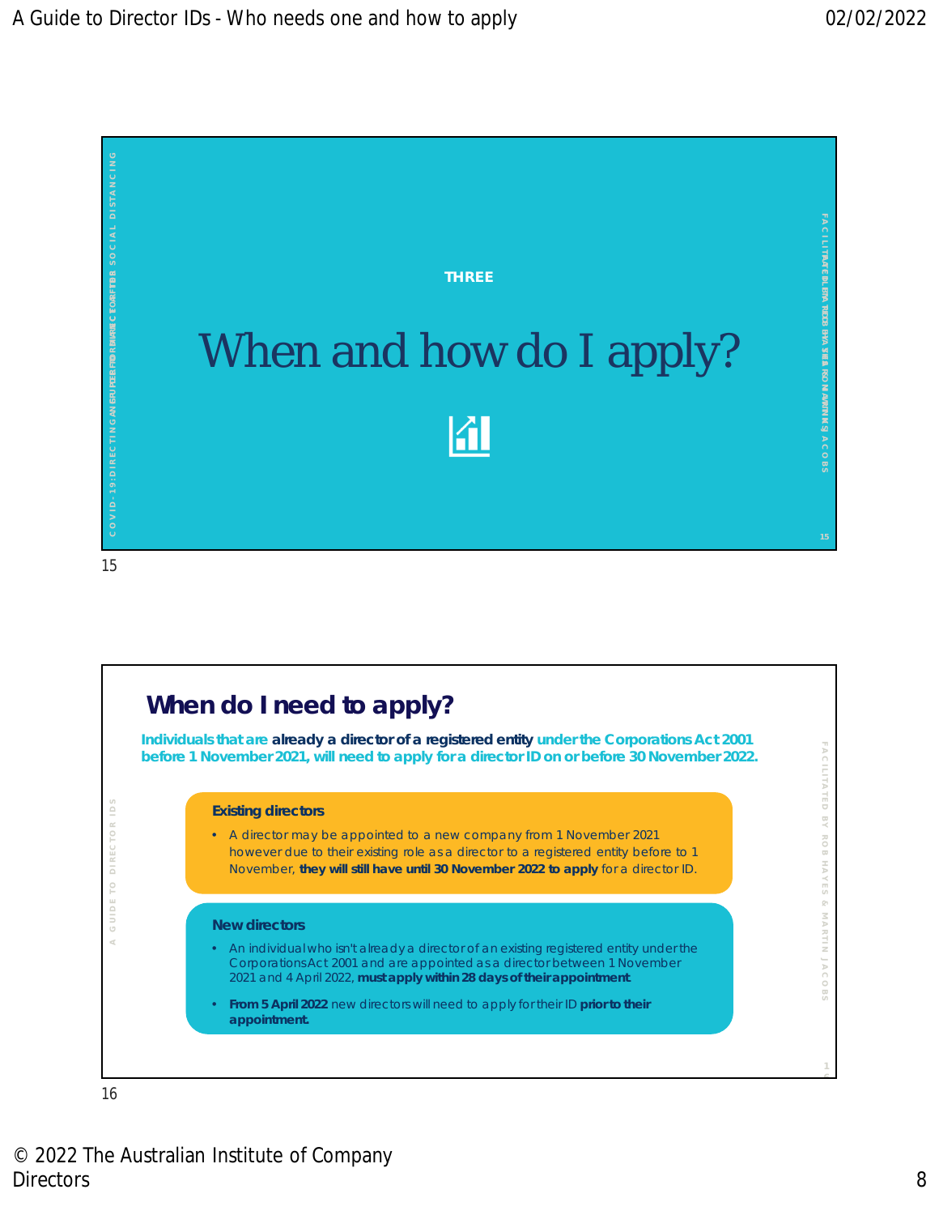THREE

# When and how do I apply?

## When do I need to apply?

**Individuals that are already a director of a registered entity under the Corporations Act 2001 before 1 November 2021, will need to apply for a director ID on or before 30 November 2022.**

### Existing directors

- A director may be appointed to a new company from 1 November 2021 however due to their existing role as a director to a registered entity before to 1 November, **they will still have until 30 November 2022 to apply** for a director ID.

### New directors

- An individual who isn't already a director of an existing registered entity under the Corporations Act 2001 and are appointed as a director between 1 November 2021 and 4 April 2022, **must apply within 28 days of their appointment**.
- **From 5 April 2022** new directors will need to apply for their ID **prior to their appointment.**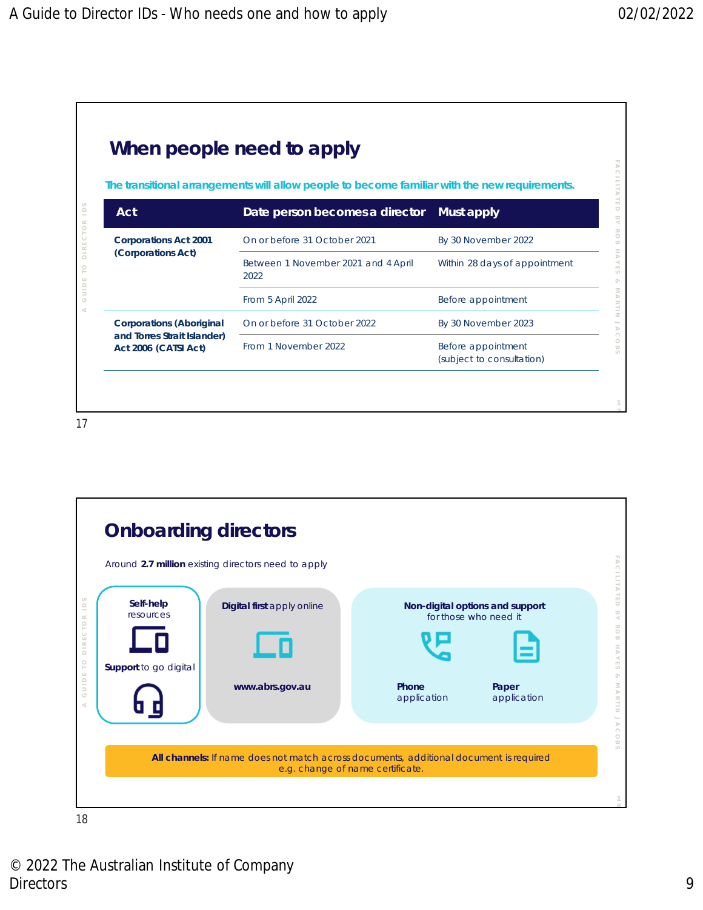## When people need to apply

The transitional arrangements will allow people to become familiar with the new requirements.

| Act | Date person becomes a director | Must apply |
| --- | --- | --- |
| Corporations Act 2001 (Corporations Act) | On or before 31 October 2021 | By 30 November 2022 |
| | Between 1 November 2021 and 4 April 2022 | Within 28 days of appointment |
| | From 5 April 2022 | Before appointment |
| Corporations (Aboriginal and Torres Strait Islander) Act 2006 (CATSI Act) | On or before 31 October 2022 | By 30 November 2023 |
| | From 1 November 2022 | Before appointment (subject to consultation) |

## Onboarding directors

Around **2.7 million** existing directors need to apply

**Self-help** resources

**Support** to go digital

**Digital first** apply online

**www.abrs.gov.au**

**Non-digital options and support** for those who need it

**Phone** application

**Paper** application

**All channels:** If name does not match across documents, additional document is required e.g. change of name certificate.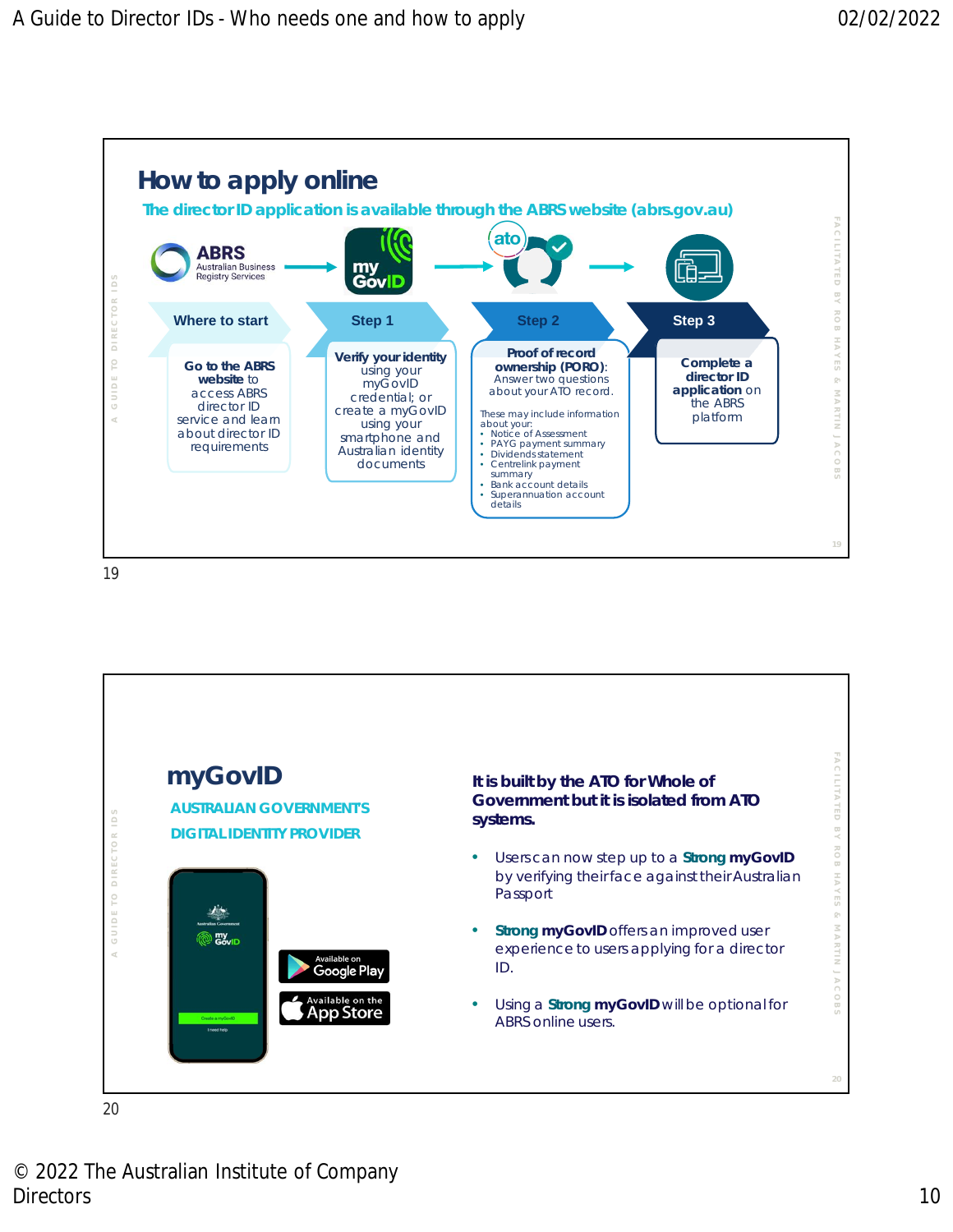## How to apply online

**The director ID application is available through the ABRS website (abrs.gov.au)**

**Where to start**

**Go to the ABRS website** to access ABRS director ID service and learn about director ID requirements

**Step 1**

**Verify your identity** using your myGovID credential; or create a myGovID using your smartphone and Australian identity documents

**Step 2**

**Proof of record ownership (PORO)**: Answer two questions about your ATO record.

These may include information about your:

- Notice of Assessment
- PAYG payment summary
- Dividends statement
- Centrelink payment summary
- Bank account details
- Superannuation account details

**Step 3**

**Complete a director ID application** on the ABRS platform

## myGovID

**AUSTRALIAN GOVERNMENT'S DIGITAL IDENTITY PROVIDER**

**It is built by the ATO for Whole of Government but it is isolated from ATO systems.**

- Users can now step up to a **Strong myGovID** by verifying their face against their Australian Passport
- **Strong myGovID** offers an improved user experience to users applying for a director ID.
- Using a **Strong myGovID** will be optional for ABRS online users.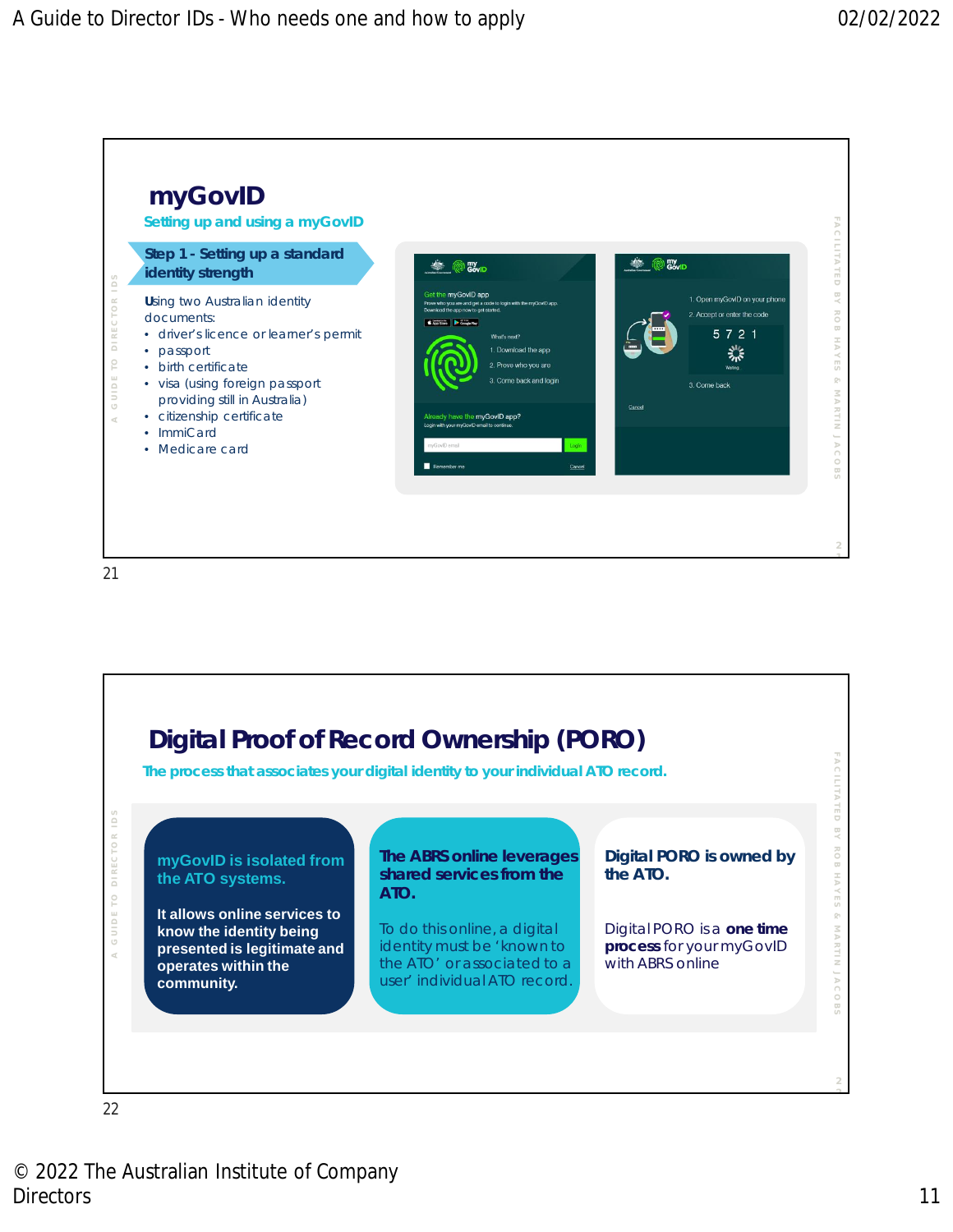## myGovID

**Setting up and using a myGovID**

**Step 1 - Setting up a standard identity strength**

Using two Australian identity documents:

- driver's licence or learner's permit
- passport
- birth certificate
- visa (using foreign passport providing still in Australia)
- citizenship certificate
- ImmiCard
- Medicare card

## Digital Proof of Record Ownership (PORO)

**The process that associates your digital identity to your individual ATO record.**

**myGovID is isolated from the ATO systems.**

**It allows online services to know the identity being presented is legitimate and operates within the community.**

**The ABRS online leverages shared services from the ATO.**

To do this online, a digital identity must be 'known to the ATO' or associated to a user' individual ATO record.

**Digital PORO is owned by the ATO.**

Digital PORO is a **one time process** for your myGovID with ABRS online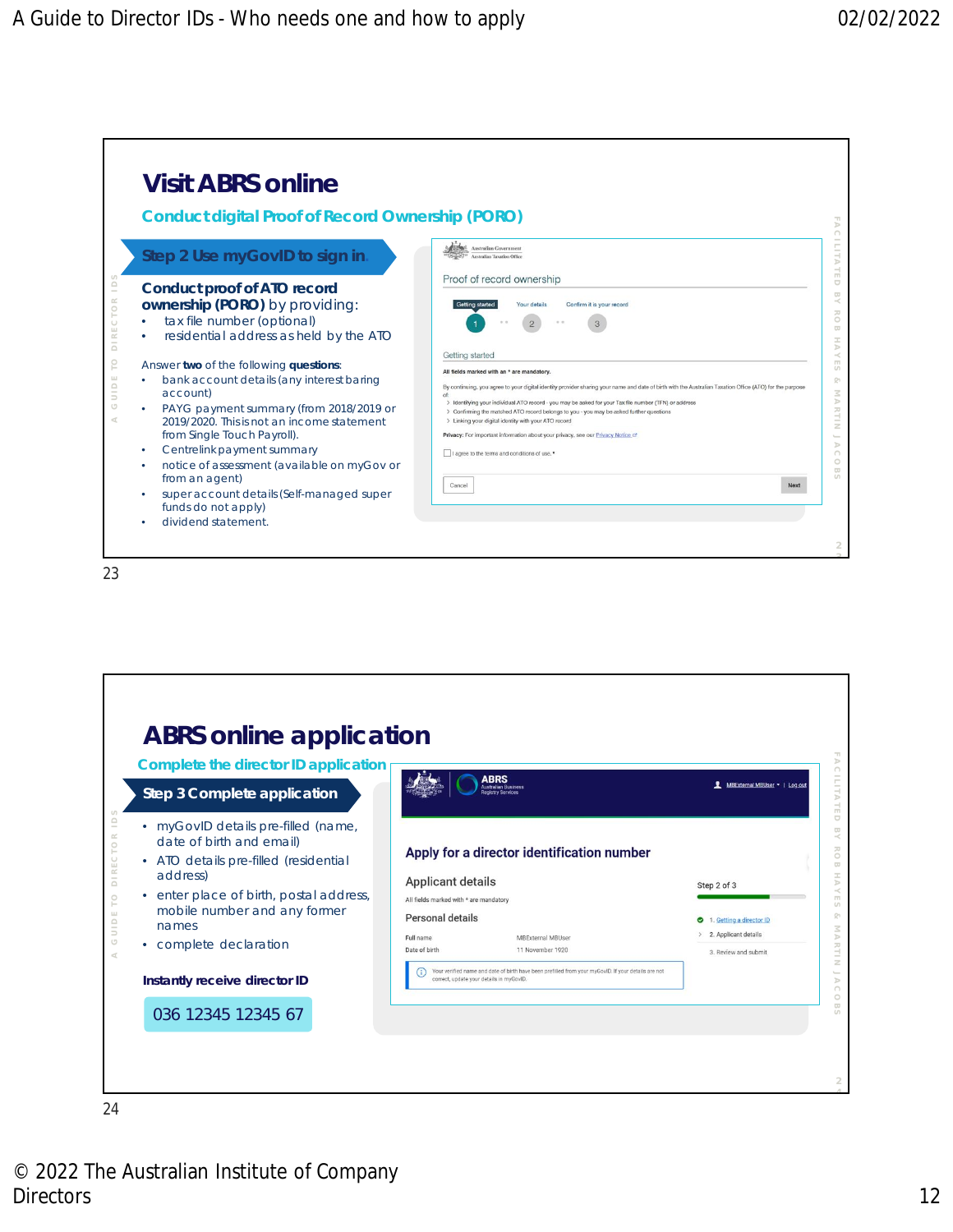## Visit ABRS online

### Conduct digital Proof of Record Ownership (PORO)

**Step 2 Use myGovID to sign in.**

**Conduct proof of ATO record ownership (PORO)** by providing:

- tax file number (optional)
- residential address as held by the ATO

Answer **two** of the following **questions**:

- bank account details (any interest baring account)
- PAYG payment summary (from 2018/2019 or 2019/2020. This is not an income statement from Single Touch Payroll).
- Centrelink payment summary
- notice of assessment (available on myGov or from an agent)
- super account details (Self-managed super funds do not apply)
- dividend statement.

Australian Government
Australian Taxation Office

Proof of record ownership

Getting started — Your details — Confirm it is your record

1 2 3

Getting started

All fields marked with an * are mandatory.

By continuing, you agree to your digital identity provider sharing your name and date of birth with the Australian Taxation Office (ATO) for the purpose of:

- Identifying your individual ATO record - you may be asked for your Tax file number (TFN) or address
- Confirming the matched ATO record belongs to you - you may be asked further questions
- Linking your digital identity with your ATO record

Privacy: For important information about your privacy, see our Privacy Notice

I agree to the terms and conditions of use. *

Cancel — Next

23

## ABRS online application

### Complete the director ID application

**Step 3 Complete application**

- myGovID details pre-filled (name, date of birth and email)
- ATO details pre-filled (residential address)
- enter place of birth, postal address, mobile number and any former names
- complete declaration

**Instantly receive director ID**

036 12345 12345 67

ABRS Australian Business Registry Services — MBExternal MBUser | Log out

Apply for a director identification number

Applicant details

All fields marked with * are mandatory

Personal details

| | |
|---|---|
| Full name | MBExternal MBUser |
| Date of birth | 11 November 1920 |

Your verified name and date of birth have been prefilled from your myGovID. If your details are not correct, update your details in myGovID.

Step 2 of 3

1. Getting a director ID
2. Applicant details
3. Review and submit

24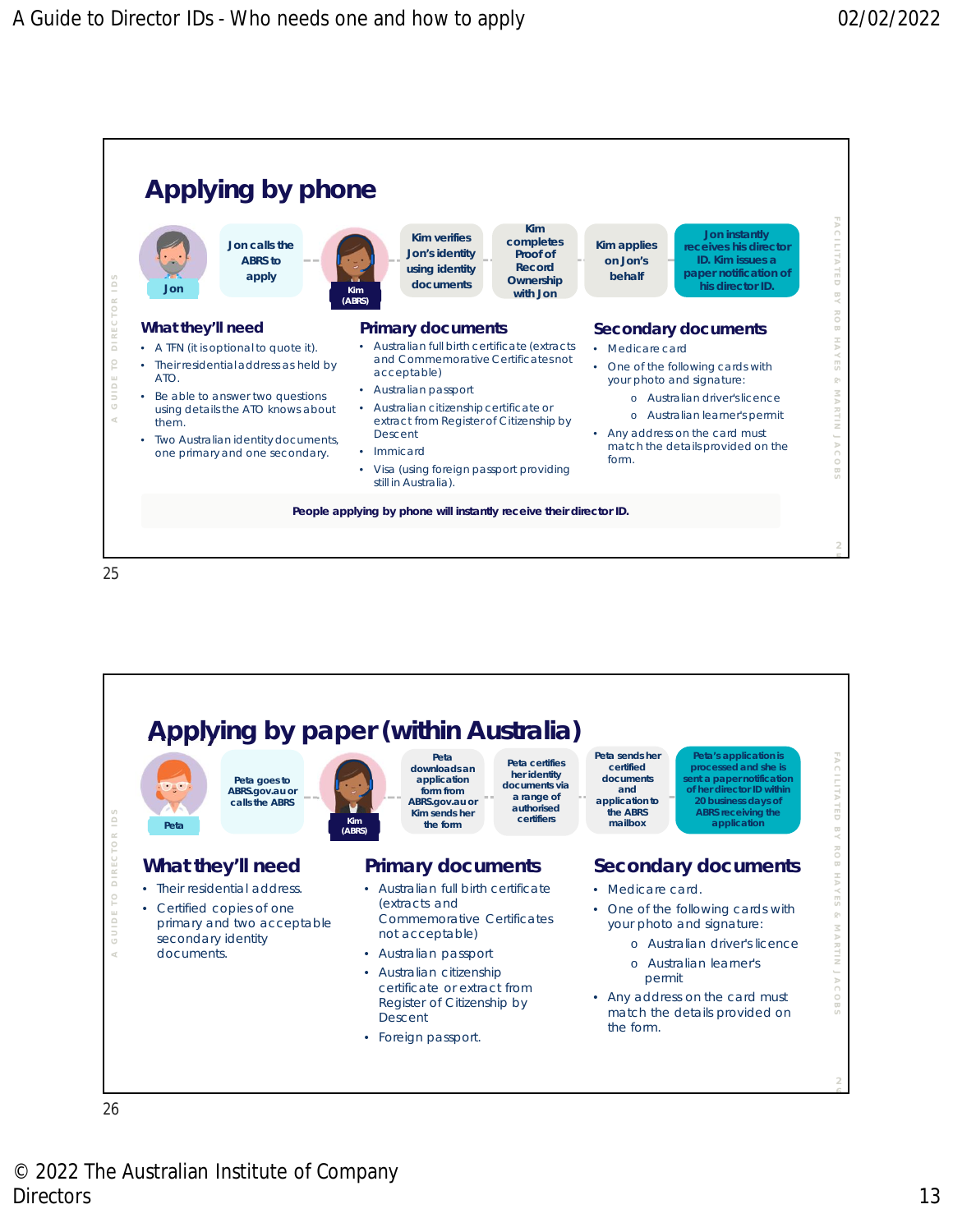## Applying by phone

Jon

Jon calls the ABRS to apply

Kim (ABRS)

Kim verifies Jon's identity using identity documents

Kim completes Proof of Record Ownership with Jon

Kim applies on Jon's behalf

Jon instantly receives his director ID. Kim issues a paper notification of his director ID.

### What they'll need

- A TFN (it is optional to quote it).
- Their residential address as held by ATO.
- Be able to answer two questions using details the ATO knows about them.
- Two Australian identity documents, one primary and one secondary.

### Primary documents

- Australian full birth certificate (extracts and Commemorative Certificates not acceptable)
- Australian passport
- Australian citizenship certificate or extract from Register of Citizenship by Descent
- Immicard
- Visa (using foreign passport providing still in Australia).

### Secondary documents

- Medicare card
- One of the following cards with your photo and signature:
  - Australian driver's licence
  - Australian learner's permit
- Any address on the card must match the details provided on the form.

**People applying by phone will instantly receive their director ID.**

## Applying by paper (within Australia)

Peta

Peta goes to ABRS.gov.au or calls the ABRS

Kim (ABRS)

Peta downloads an application form from ABRS.gov.au or Kim sends her the form

Peta certifies her identity documents via a range of authorised certifiers

Peta sends her certified documents and application to the ABRS mailbox

Peta's application is processed and she is sent a paper notification of her director ID within 20 business days of ABRS receiving the application

### What they'll need

- Their residential address.
- Certified copies of one primary and two acceptable secondary identity documents.

### Primary documents

- Australian full birth certificate (extracts and Commemorative Certificates not acceptable)
- Australian passport
- Australian citizenship certificate or extract from Register of Citizenship by Descent
- Foreign passport.

### Secondary documents

- Medicare card.
- One of the following cards with your photo and signature:
  - Australian driver's licence
  - Australian learner's permit
- Any address on the card must match the details provided on the form.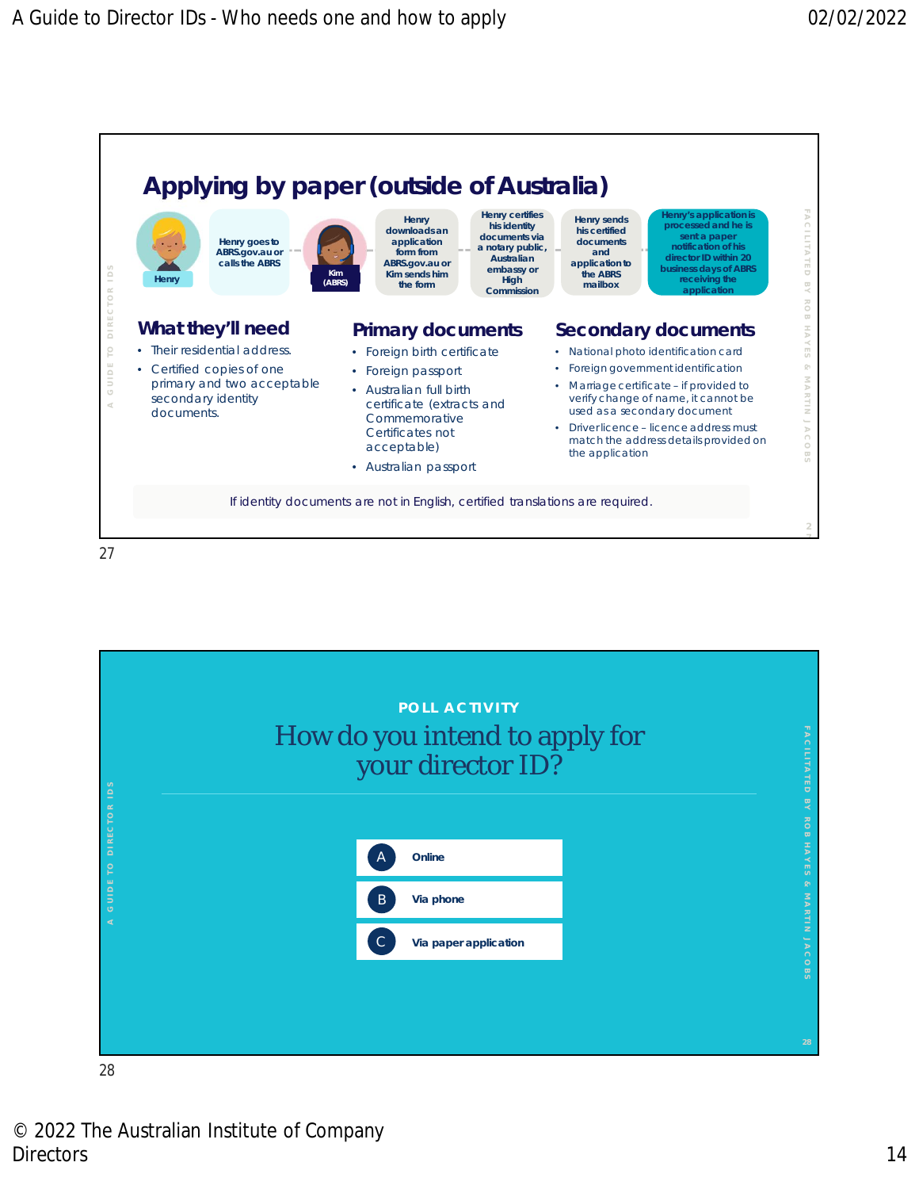## Applying by paper (outside of Australia)

Henry

Henry goes to ABRS.gov.au or calls the ABRS

Kim (ABRS)

Henry downloads an application form from ABRS.gov.au or Kim sends him the form

Henry certifies his identity documents via a notary public, Australian embassy or High Commission

Henry sends his certified documents and application to the ABRS mailbox

Henry's application is processed and he is sent a paper notification of his director ID within 20 business days of ABRS receiving the application

### What they'll need

- Their residential address.
- Certified copies of one primary and two acceptable secondary identity documents.

### Primary documents

- Foreign birth certificate
- Foreign passport
- Australian full birth certificate (extracts and Commemorative Certificates not acceptable)
- Australian passport

### Secondary documents

- National photo identification card
- Foreign government identification
- Marriage certificate – if provided to verify change of name, it cannot be used as a secondary document
- Driver licence – licence address must match the address details provided on the application

If identity documents are not in English, certified translations are required.

27

---

**POLL ACTIVITY**

## How do you intend to apply for your director ID?

- A Online
- B Via phone
- C Via paper application

28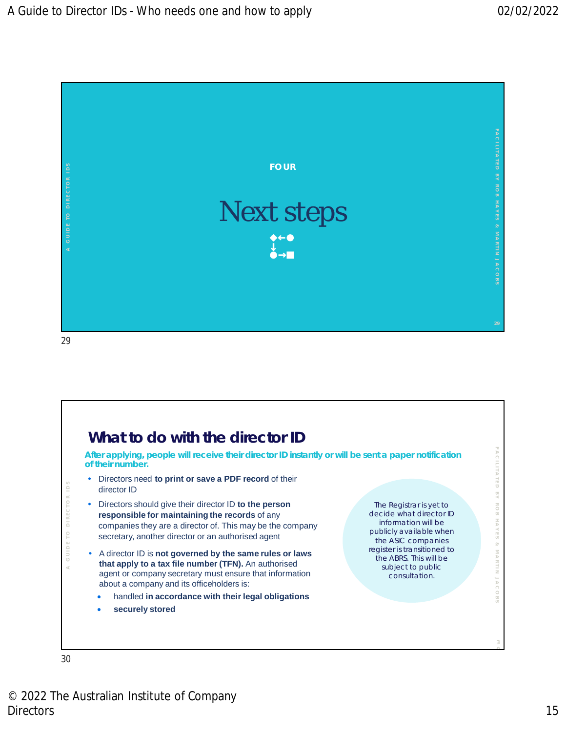FOUR

# Next steps

## What to do with the director ID

**After applying, people will receive their director ID instantly or will be sent a paper notification of their number.**

- Directors need **to print or save a PDF record** of their director ID
- Directors should give their director ID **to the person responsible for maintaining the records** of any companies they are a director of. This may be the company secretary, another director or an authorised agent
- A director ID is **not governed by the same rules or laws that apply to a tax file number (TFN).** An authorised agent or company secretary must ensure that information about a company and its officeholders is:
  - handled **in accordance with their legal obligations**
  - **securely stored**

The Registrar is yet to decide what director ID information will be publicly available when the ASIC companies register is transitioned to the ABRS. This will be subject to public consultation.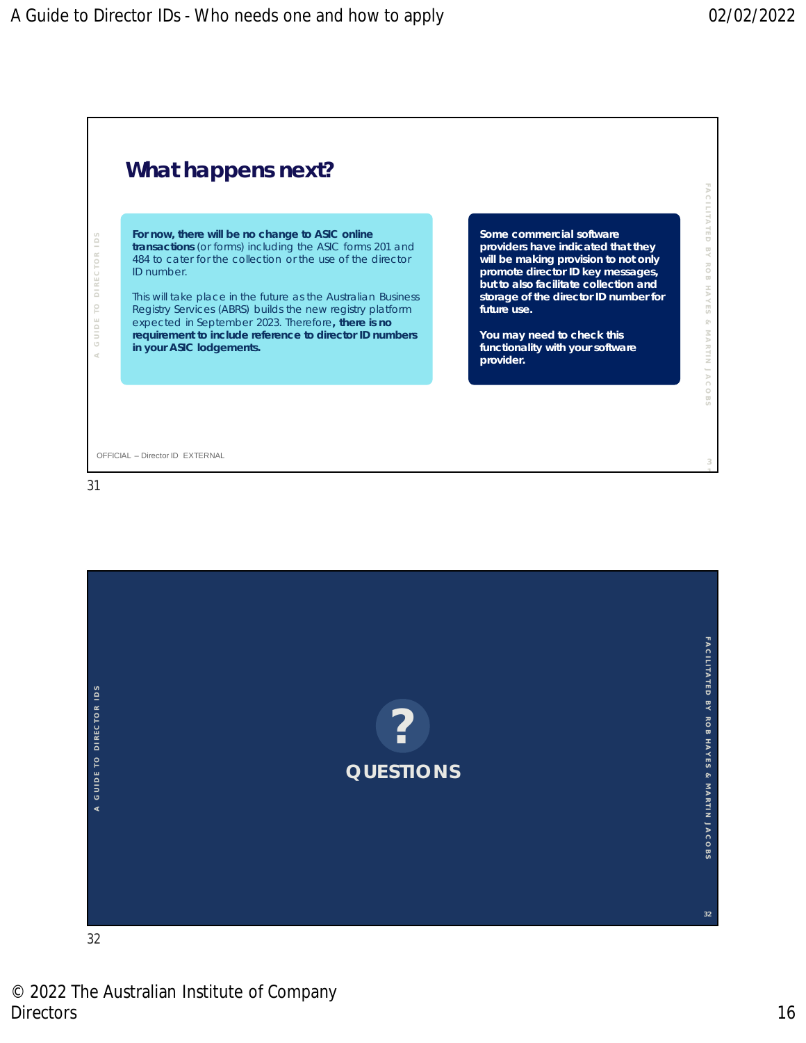## What happens next?

**For now, there will be no change to ASIC online transactions** (or forms) including the ASIC forms 201 and 484 to cater for the collection or the use of the director ID number.

This will take place in the future as the Australian Business Registry Services (ABRS) builds the new registry platform expected in September 2023. Therefore**, there is no requirement to include reference to director ID numbers in your ASIC lodgements.**

**Some commercial software providers have indicated that they will be making provision to not only promote director ID key messages, but to also facilitate collection and storage of the director ID number for future use.**

**You may need to check this functionality with your software provider.**

OFFICIAL – Director ID EXTERNAL

31

**QUESTIONS**

32

© 2022 The Australian Institute of Company Directors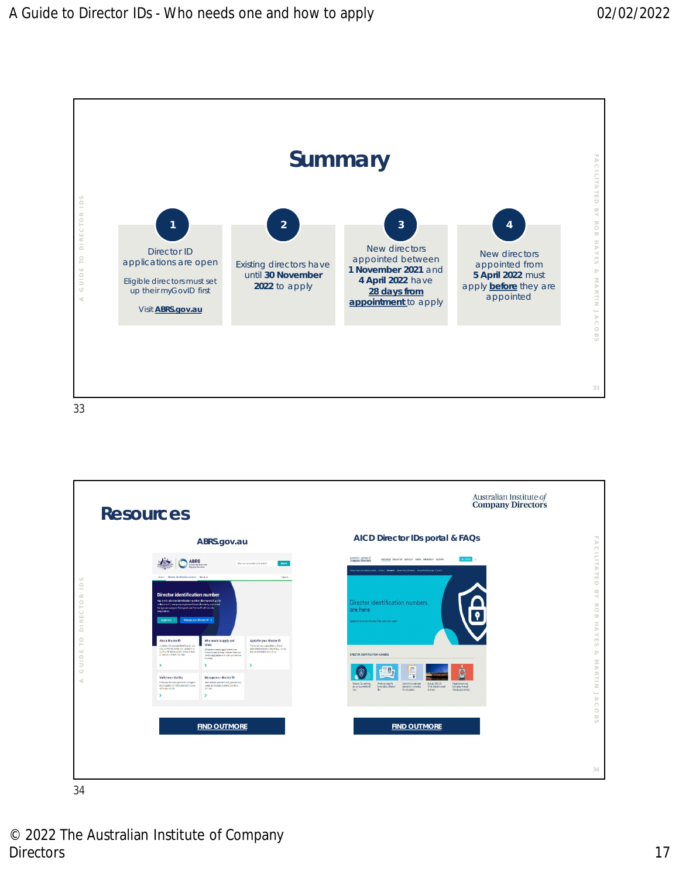## Summary

**1**

Director ID applications are open

Eligible directors must set up their myGovID first

Visit **ABRS.gov.au**

**2**

Existing directors have until **30 November 2022** to apply

**3**

New directors appointed between **1 November 2021** and **4 April 2022** have **28 days from appointment** to apply

**4**

New directors appointed from **5 April 2022** must apply **before** they are appointed

## Resources

Australian Institute *of* Company Directors

**ABRS.gov.au**

FIND OUT MORE

**AICD Director IDs portal & FAQs**

FIND OUT MORE

© 2022 The Australian Institute of Company Directors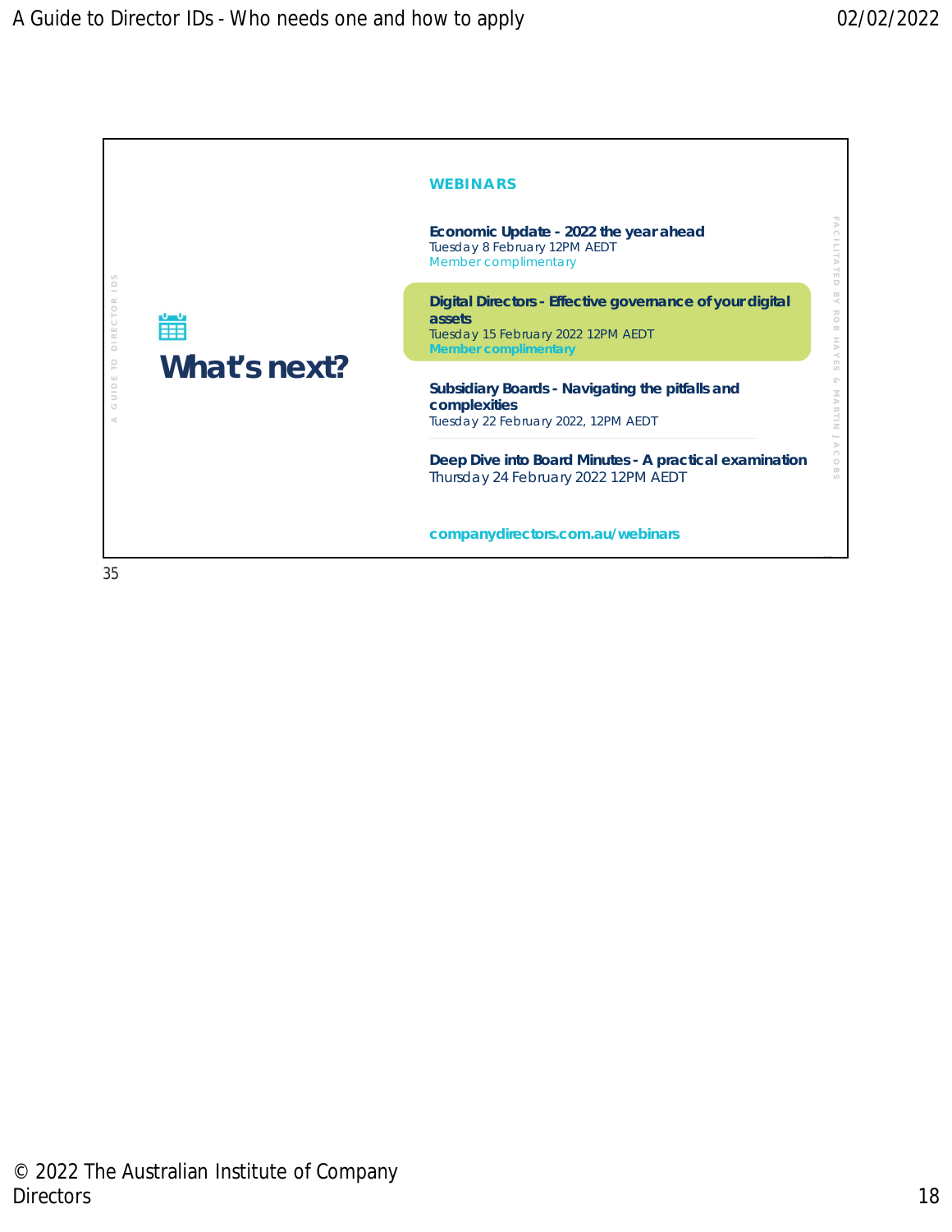# What's next?

**WEBINARS**

**Economic Update - 2022 the year ahead**
Tuesday 8 February 12PM AEDT
Member complimentary

**Digital Directors - Effective governance of your digital assets**
Tuesday 15 February 2022 12PM AEDT
**Member complimentary**

**Subsidiary Boards - Navigating the pitfalls and complexities**
Tuesday 22 February 2022, 12PM AEDT

**Deep Dive into Board Minutes - A practical examination**
Thursday 24 February 2022 12PM AEDT

**companydirectors.com.au/webinars**

A GUIDE TO DIRECTOR IDS

FACILITATED BY ROB HAYES & MARTIN JACOBS

35

© 2022 The Australian Institute of Company Directors